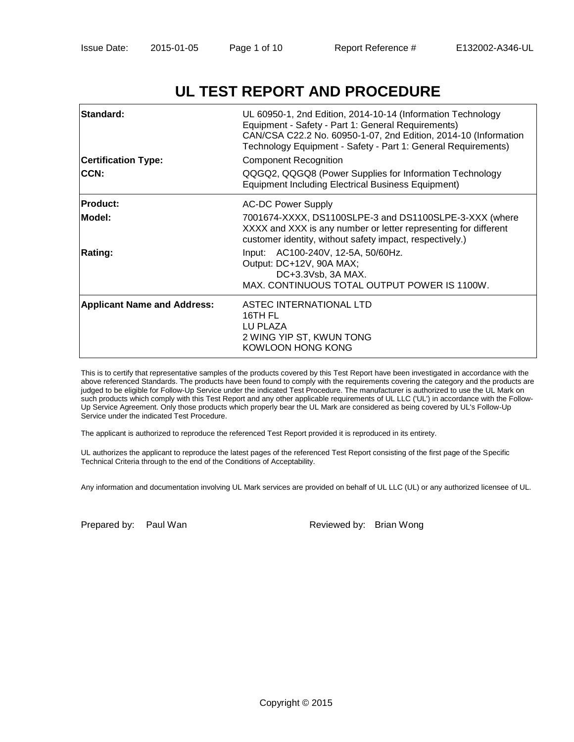# UL TEST REPORT AND PROCEDURE

| | |
|---|---|
| **Standard:** | UL 60950-1, 2nd Edition, 2014-10-14 (Information Technology Equipment - Safety - Part 1: General Requirements)<br>CAN/CSA C22.2 No. 60950-1-07, 2nd Edition, 2014-10 (Information Technology Equipment - Safety - Part 1: General Requirements) |
| **Certification Type:** | Component Recognition |
| **CCN:** | QQGQ2, QQGQ8 (Power Supplies for Information Technology Equipment Including Electrical Business Equipment) |
| **Product:** | AC-DC Power Supply |
| **Model:** | 7001674-XXXX, DS1100SLPE-3 and DS1100SLPE-3-XXX (where XXXX and XXX is any number or letter representing for different customer identity, without safety impact, respectively.) |
| **Rating:** | Input: AC100-240V, 12-5A, 50/60Hz.<br>Output: DC+12V, 90A MAX;<br>DC+3.3Vsb, 3A MAX.<br>MAX. CONTINUOUS TOTAL OUTPUT POWER IS 1100W. |
| **Applicant Name and Address:** | ASTEC INTERNATIONAL LTD<br>16TH FL<br>LU PLAZA<br>2 WING YIP ST, KWUN TONG<br>KOWLOON HONG KONG |

This is to certify that representative samples of the products covered by this Test Report have been investigated in accordance with the above referenced Standards. The products have been found to comply with the requirements covering the category and the products are judged to be eligible for Follow-Up Service under the indicated Test Procedure. The manufacturer is authorized to use the UL Mark on such products which comply with this Test Report and any other applicable requirements of UL LLC ('UL') in accordance with the Follow-Up Service Agreement. Only those products which properly bear the UL Mark are considered as being covered by UL's Follow-Up Service under the indicated Test Procedure.

The applicant is authorized to reproduce the referenced Test Report provided it is reproduced in its entirety.

UL authorizes the applicant to reproduce the latest pages of the referenced Test Report consisting of the first page of the Specific Technical Criteria through to the end of the Conditions of Acceptability.

Any information and documentation involving UL Mark services are provided on behalf of UL LLC (UL) or any authorized licensee of UL.

Prepared by: Paul Wan

Reviewed by: Brian Wong

Copyright © 2015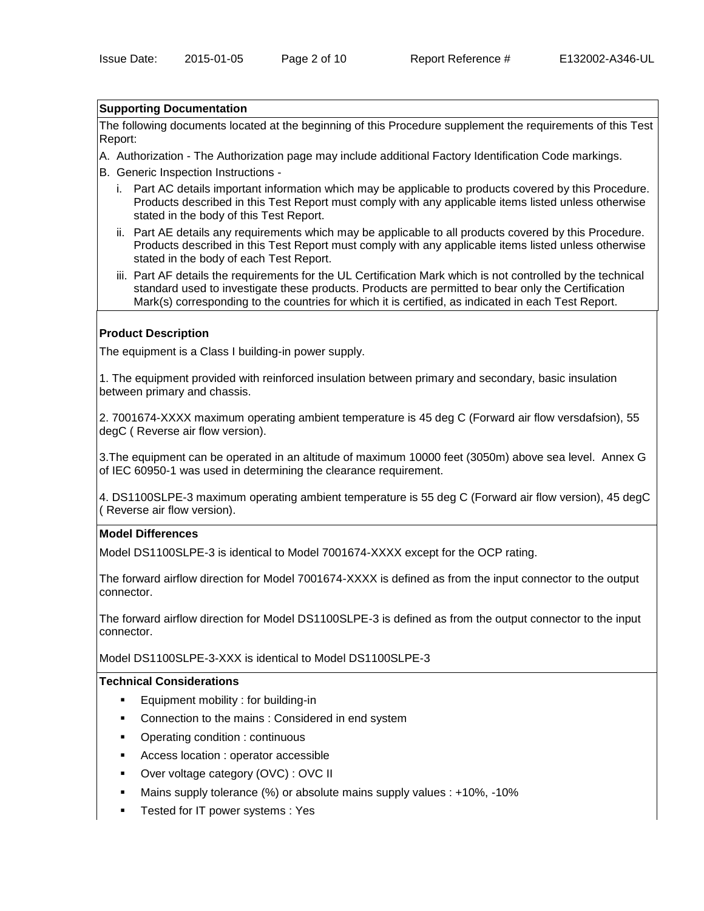**Supporting Documentation**

The following documents located at the beginning of this Procedure supplement the requirements of this Test Report:

A. Authorization - The Authorization page may include additional Factory Identification Code markings.

B. Generic Inspection Instructions -

   i. Part AC details important information which may be applicable to products covered by this Procedure. Products described in this Test Report must comply with any applicable items listed unless otherwise stated in the body of this Test Report.

   ii. Part AE details any requirements which may be applicable to all products covered by this Procedure. Products described in this Test Report must comply with any applicable items listed unless otherwise stated in the body of each Test Report.

   iii. Part AF details the requirements for the UL Certification Mark which is not controlled by the technical standard used to investigate these products. Products are permitted to bear only the Certification Mark(s) corresponding to the countries for which it is certified, as indicated in each Test Report.

**Product Description**

The equipment is a Class I building-in power supply.

1. The equipment provided with reinforced insulation between primary and secondary, basic insulation between primary and chassis.

2. 7001674-XXXX maximum operating ambient temperature is 45 deg C (Forward air flow versdafsion), 55 degC ( Reverse air flow version).

3.The equipment can be operated in an altitude of maximum 10000 feet (3050m) above sea level. Annex G of IEC 60950-1 was used in determining the clearance requirement.

4. DS1100SLPE-3 maximum operating ambient temperature is 55 deg C (Forward air flow version), 45 degC ( Reverse air flow version).

**Model Differences**

Model DS1100SLPE-3 is identical to Model 7001674-XXXX except for the OCP rating.

The forward airflow direction for Model 7001674-XXXX is defined as from the input connector to the output connector.

The forward airflow direction for Model DS1100SLPE-3 is defined as from the output connector to the input connector.

Model DS1100SLPE-3-XXX is identical to Model DS1100SLPE-3

**Technical Considerations**

- Equipment mobility : for building-in
- Connection to the mains : Considered in end system
- Operating condition : continuous
- Access location : operator accessible
- Over voltage category (OVC) : OVC II
- Mains supply tolerance (%) or absolute mains supply values : +10%, -10%
- Tested for IT power systems : Yes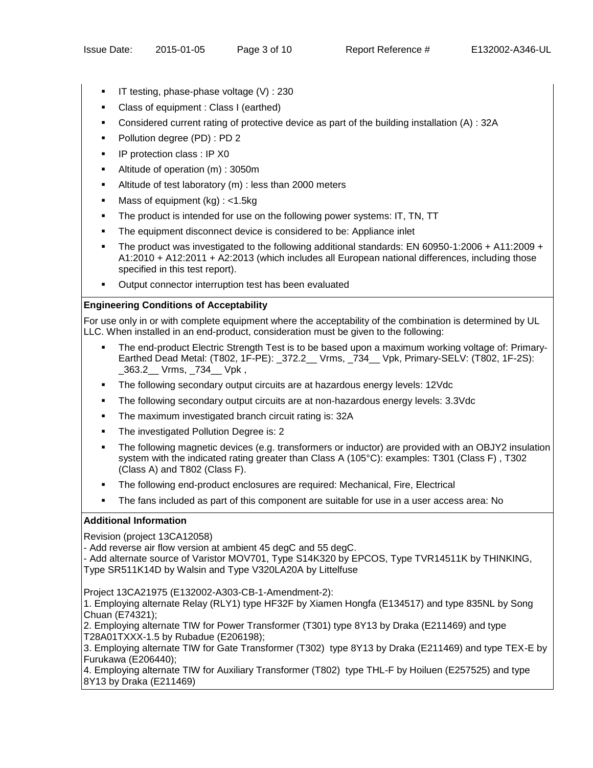- IT testing, phase-phase voltage (V) : 230
- Class of equipment : Class I (earthed)
- Considered current rating of protective device as part of the building installation (A) : 32A
- Pollution degree (PD) : PD 2
- IP protection class : IP X0
- Altitude of operation (m) : 3050m
- Altitude of test laboratory (m) : less than 2000 meters
- Mass of equipment (kg) : <1.5kg
- The product is intended for use on the following power systems: IT, TN, TT
- The equipment disconnect device is considered to be: Appliance inlet
- The product was investigated to the following additional standards: EN 60950-1:2006 + A11:2009 + A1:2010 + A12:2011 + A2:2013 (which includes all European national differences, including those specified in this test report).
- Output connector interruption test has been evaluated

**Engineering Conditions of Acceptability**

For use only in or with complete equipment where the acceptability of the combination is determined by UL LLC. When installed in an end-product, consideration must be given to the following:

- The end-product Electric Strength Test is to be based upon a maximum working voltage of: Primary-Earthed Dead Metal: (T802, 1F-PE): _372.2__ Vrms, _734__ Vpk, Primary-SELV: (T802, 1F-2S): _363.2__ Vrms, _734__ Vpk ,
- The following secondary output circuits are at hazardous energy levels: 12Vdc
- The following secondary output circuits are at non-hazardous energy levels: 3.3Vdc
- The maximum investigated branch circuit rating is: 32A
- The investigated Pollution Degree is: 2
- The following magnetic devices (e.g. transformers or inductor) are provided with an OBJY2 insulation system with the indicated rating greater than Class A (105°C): examples: T301 (Class F) , T302 (Class A) and T802 (Class F).
- The following end-product enclosures are required: Mechanical, Fire, Electrical
- The fans included as part of this component are suitable for use in a user access area: No

**Additional Information**

Revision (project 13CA12058)
- Add reverse air flow version at ambient 45 degC and 55 degC.
- Add alternate source of Varistor MOV701, Type S14K320 by EPCOS, Type TVR14511K by THINKING, Type SR511K14D by Walsin and Type V320LA20A by Littelfuse

Project 13CA21975 (E132002-A303-CB-1-Amendment-2):
1. Employing alternate Relay (RLY1) type HF32F by Xiamen Hongfa (E134517) and type 835NL by Song Chuan (E74321);
2. Employing alternate TIW for Power Transformer (T301) type 8Y13 by Draka (E211469) and type T28A01TXXX-1.5 by Rubadue (E206198);
3. Employing alternate TIW for Gate Transformer (T302) type 8Y13 by Draka (E211469) and type TEX-E by Furukawa (E206440);
4. Employing alternate TIW for Auxiliary Transformer (T802) type THL-F by Hoiluen (E257525) and type 8Y13 by Draka (E211469)